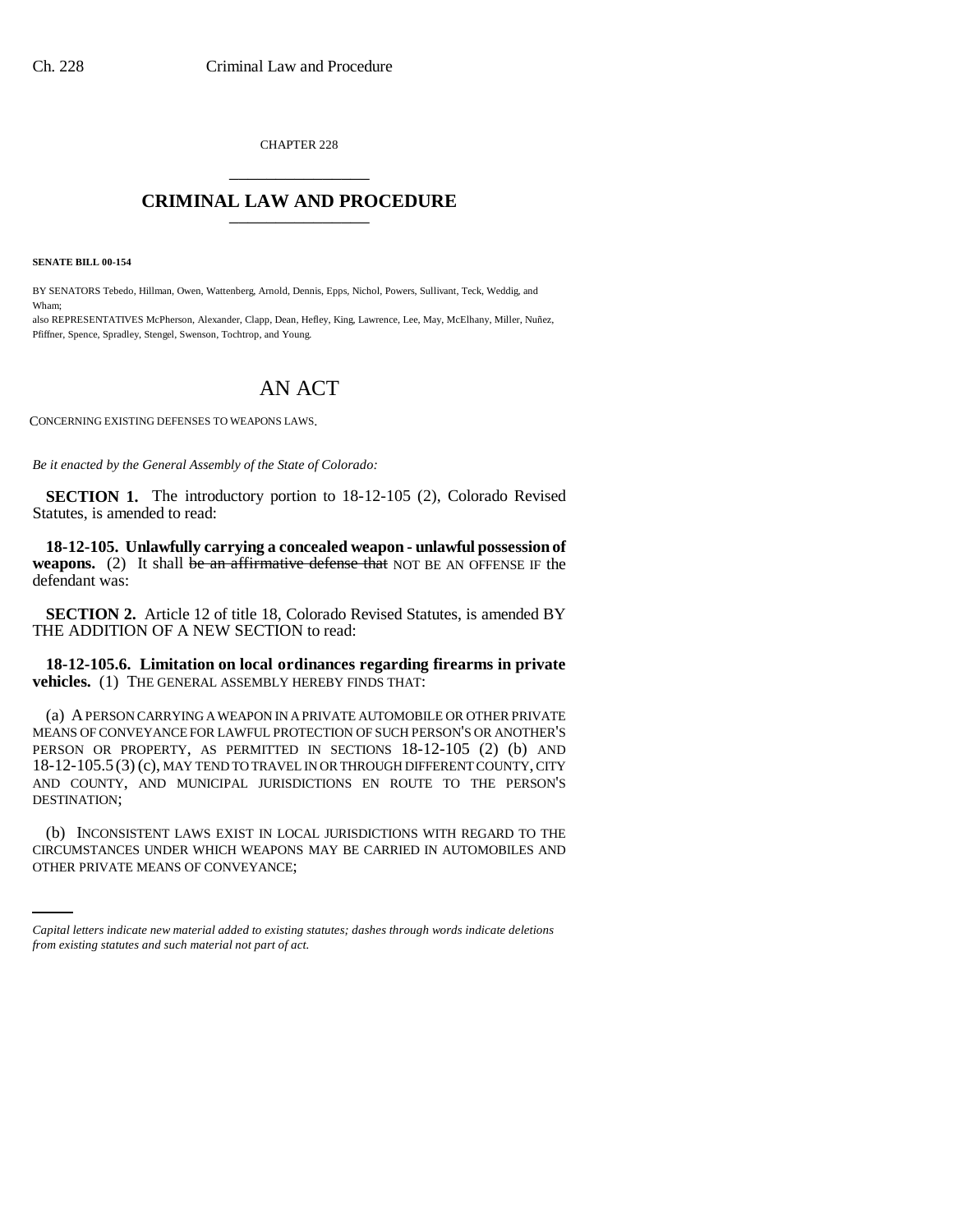CHAPTER 228

# CRIMINAL LAW AND PROCEDURE

**SENATE BILL 00-154**

BY SENATORS Tebedo, Hillman, Owen, Wattenberg, Arnold, Dennis, Epps, Nichol, Powers, Sullivant, Teck, Weddig, and Wham;

also REPRESENTATIVES McPherson, Alexander, Clapp, Dean, Hefley, King, Lawrence, Lee, May, McElhany, Miller, Nuñez, Pfiffner, Spence, Spradley, Stengel, Swenson, Tochtrop, and Young.

# AN ACT

CONCERNING EXISTING DEFENSES TO WEAPONS LAWS.

*Be it enacted by the General Assembly of the State of Colorado:*

**SECTION 1.** The introductory portion to 18-12-105 (2), Colorado Revised Statutes, is amended to read:

**18-12-105. Unlawfully carrying a concealed weapon - unlawful possession of weapons.** (2) It shall ~~be an affirmative defense that~~ NOT BE AN OFFENSE IF the defendant was:

**SECTION 2.** Article 12 of title 18, Colorado Revised Statutes, is amended BY THE ADDITION OF A NEW SECTION to read:

**18-12-105.6. Limitation on local ordinances regarding firearms in private vehicles.** (1) THE GENERAL ASSEMBLY HEREBY FINDS THAT:

(a) A PERSON CARRYING A WEAPON IN A PRIVATE AUTOMOBILE OR OTHER PRIVATE MEANS OF CONVEYANCE FOR LAWFUL PROTECTION OF SUCH PERSON'S OR ANOTHER'S PERSON OR PROPERTY, AS PERMITTED IN SECTIONS 18-12-105 (2) (b) AND 18-12-105.5 (3) (c), MAY TEND TO TRAVEL IN OR THROUGH DIFFERENT COUNTY, CITY AND COUNTY, AND MUNICIPAL JURISDICTIONS EN ROUTE TO THE PERSON'S DESTINATION;

(b) INCONSISTENT LAWS EXIST IN LOCAL JURISDICTIONS WITH REGARD TO THE CIRCUMSTANCES UNDER WHICH WEAPONS MAY BE CARRIED IN AUTOMOBILES AND OTHER PRIVATE MEANS OF CONVEYANCE;

*Capital letters indicate new material added to existing statutes; dashes through words indicate deletions from existing statutes and such material not part of act.*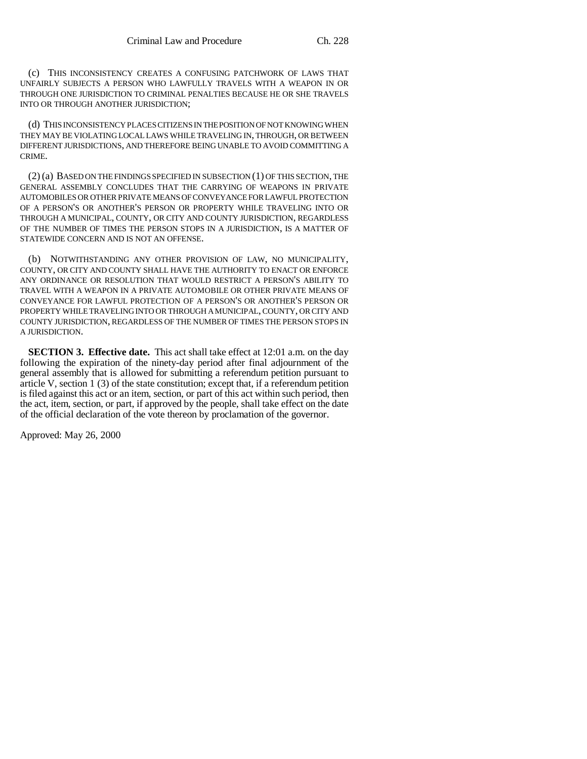(c) THIS INCONSISTENCY CREATES A CONFUSING PATCHWORK OF LAWS THAT UNFAIRLY SUBJECTS A PERSON WHO LAWFULLY TRAVELS WITH A WEAPON IN OR THROUGH ONE JURISDICTION TO CRIMINAL PENALTIES BECAUSE HE OR SHE TRAVELS INTO OR THROUGH ANOTHER JURISDICTION;

(d) THIS INCONSISTENCY PLACES CITIZENS IN THE POSITION OF NOT KNOWING WHEN THEY MAY BE VIOLATING LOCAL LAWS WHILE TRAVELING IN, THROUGH, OR BETWEEN DIFFERENT JURISDICTIONS, AND THEREFORE BEING UNABLE TO AVOID COMMITTING A CRIME.

(2) (a) BASED ON THE FINDINGS SPECIFIED IN SUBSECTION (1) OF THIS SECTION, THE GENERAL ASSEMBLY CONCLUDES THAT THE CARRYING OF WEAPONS IN PRIVATE AUTOMOBILES OR OTHER PRIVATE MEANS OF CONVEYANCE FOR LAWFUL PROTECTION OF A PERSON'S OR ANOTHER'S PERSON OR PROPERTY WHILE TRAVELING INTO OR THROUGH A MUNICIPAL, COUNTY, OR CITY AND COUNTY JURISDICTION, REGARDLESS OF THE NUMBER OF TIMES THE PERSON STOPS IN A JURISDICTION, IS A MATTER OF STATEWIDE CONCERN AND IS NOT AN OFFENSE.

(b) NOTWITHSTANDING ANY OTHER PROVISION OF LAW, NO MUNICIPALITY, COUNTY, OR CITY AND COUNTY SHALL HAVE THE AUTHORITY TO ENACT OR ENFORCE ANY ORDINANCE OR RESOLUTION THAT WOULD RESTRICT A PERSON'S ABILITY TO TRAVEL WITH A WEAPON IN A PRIVATE AUTOMOBILE OR OTHER PRIVATE MEANS OF CONVEYANCE FOR LAWFUL PROTECTION OF A PERSON'S OR ANOTHER'S PERSON OR PROPERTY WHILE TRAVELING INTO OR THROUGH A MUNICIPAL, COUNTY, OR CITY AND COUNTY JURISDICTION, REGARDLESS OF THE NUMBER OF TIMES THE PERSON STOPS IN A JURISDICTION.

**SECTION 3. Effective date.** This act shall take effect at 12:01 a.m. on the day following the expiration of the ninety-day period after final adjournment of the general assembly that is allowed for submitting a referendum petition pursuant to article V, section 1 (3) of the state constitution; except that, if a referendum petition is filed against this act or an item, section, or part of this act within such period, then the act, item, section, or part, if approved by the people, shall take effect on the date of the official declaration of the vote thereon by proclamation of the governor.

Approved: May 26, 2000